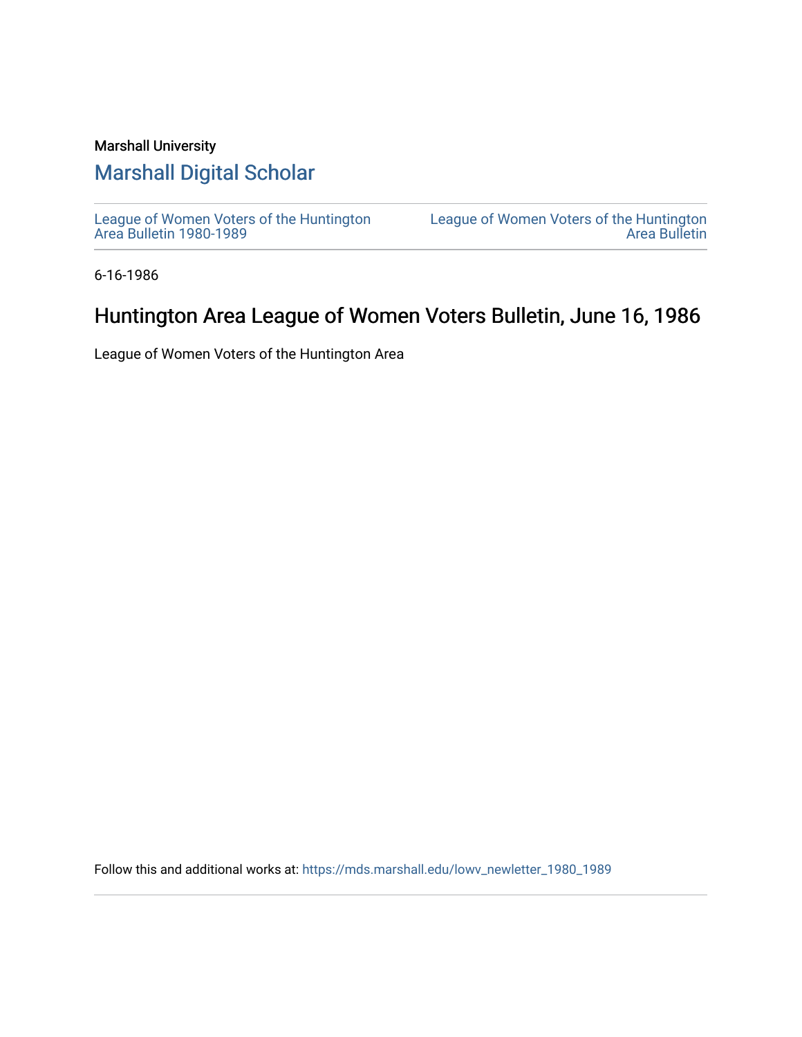Marshall University

# Marshall Digital Scholar

League of Women Voters of the Huntington Area Bulletin 1980-1989

League of Women Voters of the Huntington Area Bulletin

6-16-1986

## Huntington Area League of Women Voters Bulletin, June 16, 1986

League of Women Voters of the Huntington Area

Follow this and additional works at: https://mds.marshall.edu/lowv_newletter_1980_1989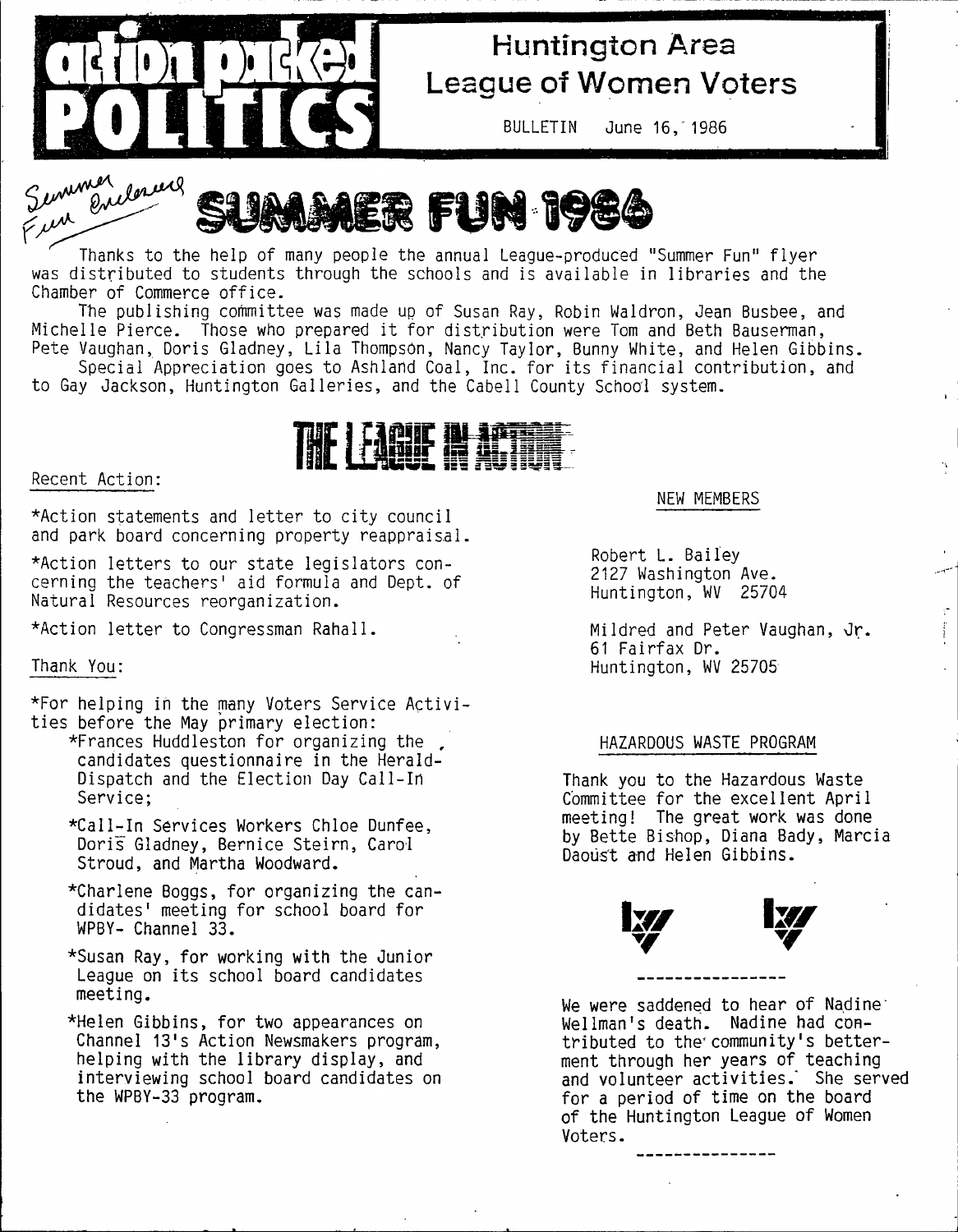# action packed POLITICS

## Huntington Area League of Women Voters

BULLETIN June 16, 1986

Summer Fun Enclosure

# SUMMER FUN 1986

Thanks to the help of many people the annual League-produced "Summer Fun" flyer was distributed to students through the schools and is available in libraries and the Chamber of Commerce office.

The publishing committee was made up of Susan Ray, Robin Waldron, Jean Busbee, and Michelle Pierce. Those who prepared it for distribution were Tom and Beth Bauserman, Pete Vaughan, Doris Gladney, Lila Thompson, Nancy Taylor, Bunny White, and Helen Gibbins.

Special Appreciation goes to Ashland Coal, Inc. for its financial contribution, and to Gay Jackson, Huntington Galleries, and the Cabell County School system.

# THE LEAGUE IN ACTION

Recent Action:

*Action statements and letter to city council and park board concerning property reappraisal.

*Action letters to our state legislators concerning the teachers' aid formula and Dept. of Natural Resources reorganization.

*Action letter to Congressman Rahall.

Thank You:

*For helping in the many Voters Service Activities before the May primary election:

*Frances Huddleston for organizing the candidates questionnaire in the Herald-Dispatch and the Election Day Call-In Service;

*Call-In Services Workers Chloe Dunfee, Doris Gladney, Bernice Steirn, Carol Stroud, and Martha Woodward.

*Charlene Boggs, for organizing the candidates' meeting for school board for WPBY- Channel 33.

*Susan Ray, for working with the Junior League on its school board candidates meeting.

*Helen Gibbins, for two appearances on Channel 13's Action Newsmakers program, helping with the library display, and interviewing school board candidates on the WPBY-33 program.

NEW MEMBERS

Robert L. Bailey
2127 Washington Ave.
Huntington, WV 25704

Mildred and Peter Vaughan, Jr.
61 Fairfax Dr.
Huntington, WV 25705

HAZARDOUS WASTE PROGRAM

Thank you to the Hazardous Waste Committee for the excellent April meeting! The great work was done by Bette Bishop, Diana Bady, Marcia Daoust and Helen Gibbins.

---

We were saddened to hear of Nadine Wellman's death. Nadine had contributed to the community's betterment through her years of teaching and volunteer activities. She served for a period of time on the board of the Huntington League of Women Voters.

---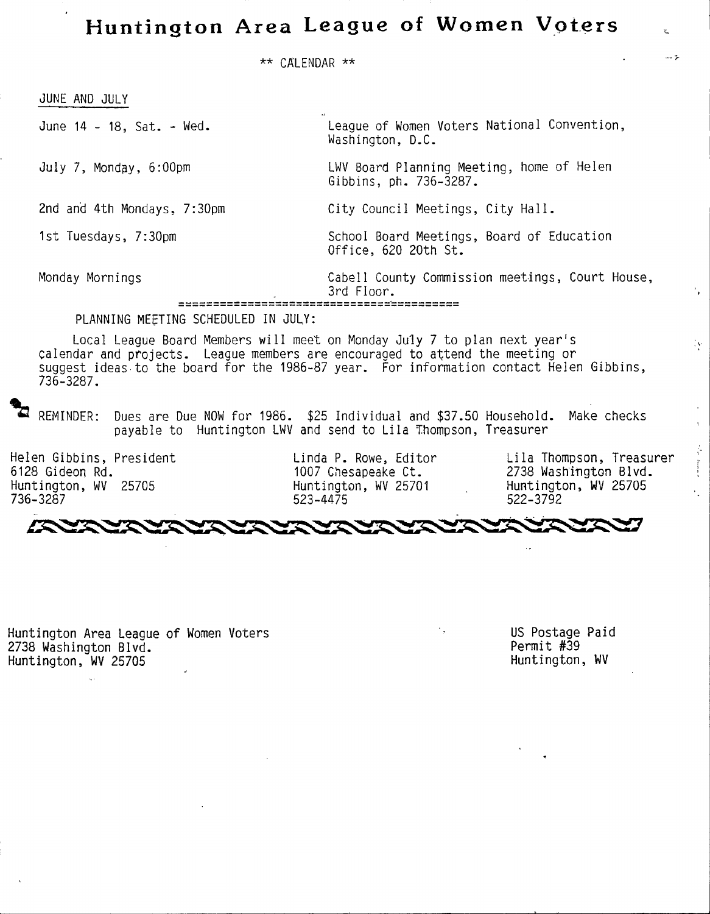# Huntington Area League of Women Voters

** CALENDAR **

## JUNE AND JULY

| | |
|---|---|
| June 14 - 18, Sat. - Wed. | League of Women Voters National Convention, Washington, D.C. |
| July 7, Monday, 6:00pm | LWV Board Planning Meeting, home of Helen Gibbins, ph. 736-3287. |
| 2nd and 4th Mondays, 7:30pm | City Council Meetings, City Hall. |
| 1st Tuesdays, 7:30pm | School Board Meetings, Board of Education Office, 620 20th St. |
| Monday Mornings | Cabell County Commission meetings, Court House, 3rd Floor. |

PLANNING MEETING SCHEDULED IN JULY:

Local League Board Members will meet on Monday July 7 to plan next year's calendar and projects. League members are encouraged to attend the meeting or suggest ideas to the board for the 1986-87 year. For information contact Helen Gibbins, 736-3287.

REMINDER: Dues are Due NOW for 1986. $25 Individual and $37.50 Household. Make checks payable to Huntington LWV and send to Lila Thompson, Treasurer

Helen Gibbins, President
6128 Gideon Rd.
Huntington, WV 25705
736-3287

Linda P. Rowe, Editor
1007 Chesapeake Ct.
Huntington, WV 25701
523-4475

Lila Thompson, Treasurer
2738 Washington Blvd.
Huntington, WV 25705
522-3792

Huntington Area League of Women Voters
2738 Washington Blvd.
Huntington, WV 25705

US Postage Paid
Permit #39
Huntington, WV